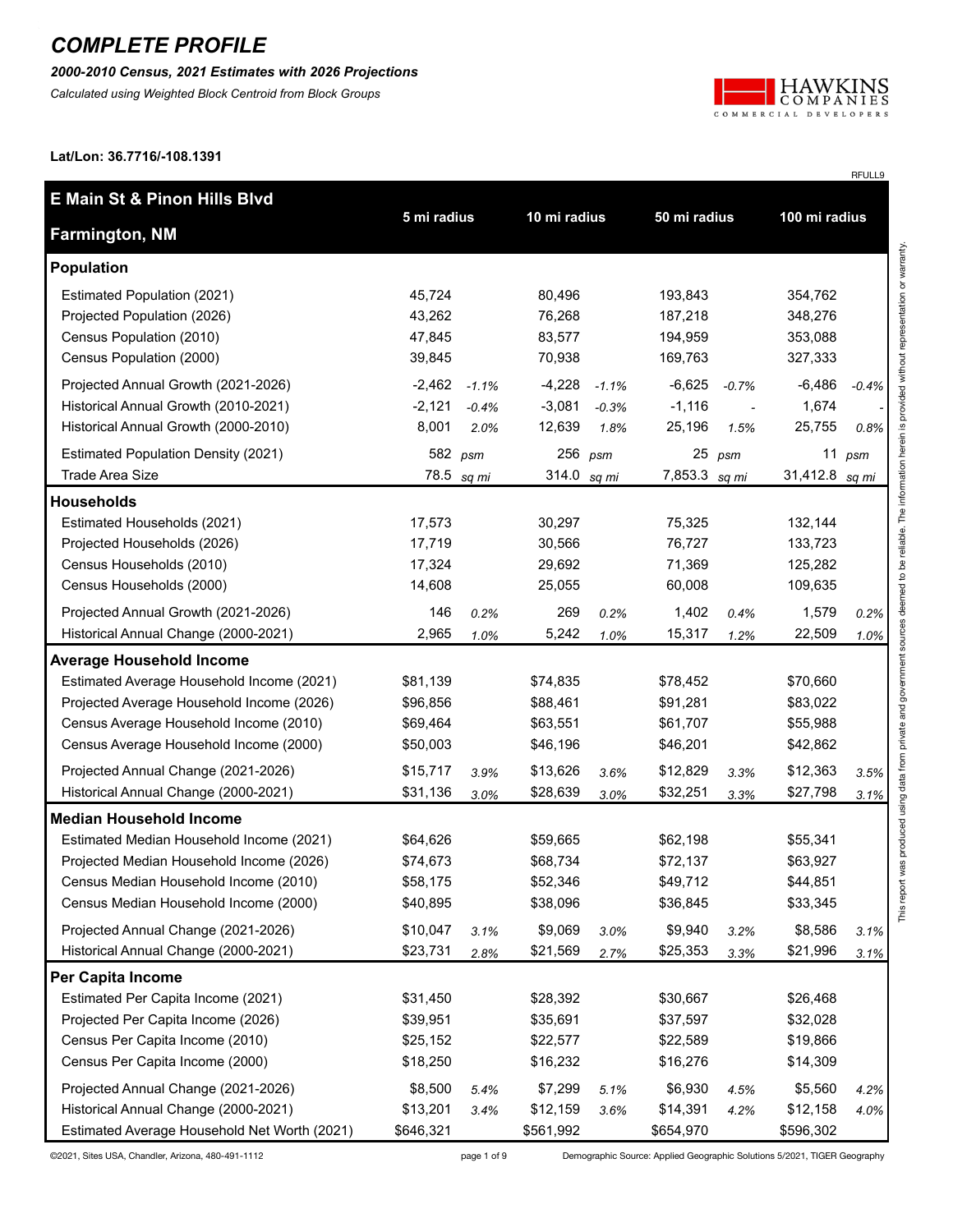# COMPLETE PROFILE

***2000-2010 Census, 2021 Estimates with 2026 Projections***

*Calculated using Weighted Block Centroid from Block Groups*

HAWKINS COMPANIES COMMERCIAL DEVELOPERS

**Lat/Lon: 36.7716/-108.1391**

RFULL9

| E Main St & Pinon Hills Blvd Farmington, NM | 5 mi radius | | 10 mi radius | | 50 mi radius | | 100 mi radius | |
|---|---|---|---|---|---|---|---|---|
| **Population** | | | | | | | | |
| Estimated Population (2021) | 45,724 | | 80,496 | | 193,843 | | 354,762 | |
| Projected Population (2026) | 43,262 | | 76,268 | | 187,218 | | 348,276 | |
| Census Population (2010) | 47,845 | | 83,577 | | 194,959 | | 353,088 | |
| Census Population (2000) | 39,845 | | 70,938 | | 169,763 | | 327,333 | |
| Projected Annual Growth (2021-2026) | -2,462 | *-1.1%* | -4,228 | *-1.1%* | -6,625 | *-0.7%* | -6,486 | *-0.4%* |
| Historical Annual Growth (2010-2021) | -2,121 | *-0.4%* | -3,081 | *-0.3%* | -1,116 | - | 1,674 | - |
| Historical Annual Growth (2000-2010) | 8,001 | *2.0%* | 12,639 | *1.8%* | 25,196 | *1.5%* | 25,755 | *0.8%* |
| Estimated Population Density (2021) | 582 | *psm* | 256 | *psm* | 25 | *psm* | 11 | *psm* |
| Trade Area Size | 78.5 | *sq mi* | 314.0 | *sq mi* | 7,853.3 | *sq mi* | 31,412.8 | *sq mi* |
| **Households** | | | | | | | | |
| Estimated Households (2021) | 17,573 | | 30,297 | | 75,325 | | 132,144 | |
| Projected Households (2026) | 17,719 | | 30,566 | | 76,727 | | 133,723 | |
| Census Households (2010) | 17,324 | | 29,692 | | 71,369 | | 125,282 | |
| Census Households (2000) | 14,608 | | 25,055 | | 60,008 | | 109,635 | |
| Projected Annual Growth (2021-2026) | 146 | *0.2%* | 269 | *0.2%* | 1,402 | *0.4%* | 1,579 | *0.2%* |
| Historical Annual Change (2000-2021) | 2,965 | *1.0%* | 5,242 | *1.0%* | 15,317 | *1.2%* | 22,509 | *1.0%* |
| **Average Household Income** | | | | | | | | |
| Estimated Average Household Income (2021) | $81,139 | | $74,835 | | $78,452 | | $70,660 | |
| Projected Average Household Income (2026) | $96,856 | | $88,461 | | $91,281 | | $83,022 | |
| Census Average Household Income (2010) | $69,464 | | $63,551 | | $61,707 | | $55,988 | |
| Census Average Household Income (2000) | $50,003 | | $46,196 | | $46,201 | | $42,862 | |
| Projected Annual Change (2021-2026) | $15,717 | *3.9%* | $13,626 | *3.6%* | $12,829 | *3.3%* | $12,363 | *3.5%* |
| Historical Annual Change (2000-2021) | $31,136 | *3.0%* | $28,639 | *3.0%* | $32,251 | *3.3%* | $27,798 | *3.1%* |
| **Median Household Income** | | | | | | | | |
| Estimated Median Household Income (2021) | $64,626 | | $59,665 | | $62,198 | | $55,341 | |
| Projected Median Household Income (2026) | $74,673 | | $68,734 | | $72,137 | | $63,927 | |
| Census Median Household Income (2010) | $58,175 | | $52,346 | | $49,712 | | $44,851 | |
| Census Median Household Income (2000) | $40,895 | | $38,096 | | $36,845 | | $33,345 | |
| Projected Annual Change (2021-2026) | $10,047 | *3.1%* | $9,069 | *3.0%* | $9,940 | *3.2%* | $8,586 | *3.1%* |
| Historical Annual Change (2000-2021) | $23,731 | *2.8%* | $21,569 | *2.7%* | $25,353 | *3.3%* | $21,996 | *3.1%* |
| **Per Capita Income** | | | | | | | | |
| Estimated Per Capita Income (2021) | $31,450 | | $28,392 | | $30,667 | | $26,468 | |
| Projected Per Capita Income (2026) | $39,951 | | $35,691 | | $37,597 | | $32,028 | |
| Census Per Capita Income (2010) | $25,152 | | $22,577 | | $22,589 | | $19,866 | |
| Census Per Capita Income (2000) | $18,250 | | $16,232 | | $16,276 | | $14,309 | |
| Projected Annual Change (2021-2026) | $8,500 | *5.4%* | $7,299 | *5.1%* | $6,930 | *4.5%* | $5,560 | *4.2%* |
| Historical Annual Change (2000-2021) | $13,201 | *3.4%* | $12,159 | *3.6%* | $14,391 | *4.2%* | $12,158 | *4.0%* |
| Estimated Average Household Net Worth (2021) | $646,321 | | $561,992 | | $654,970 | | $596,302 | |

This report was produced using data from private and government sources deemed to be reliable. The information herein is provided without representation or warranty.

©2021, Sites USA, Chandler, Arizona, 480-491-1112

Demographic Source: Applied Geographic Solutions 5/2021, TIGER Geography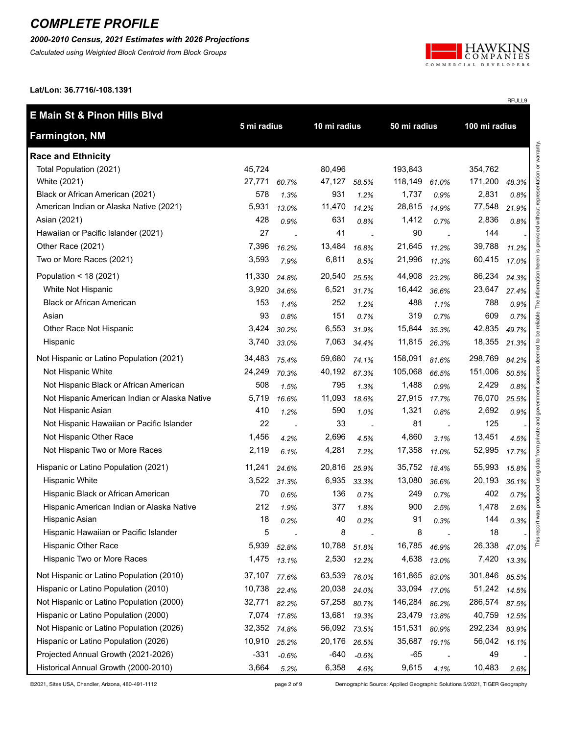# COMPLETE PROFILE

***2000-2010 Census, 2021 Estimates with 2026 Projections***

*Calculated using Weighted Block Centroid from Block Groups*

**Lat/Lon: 36.7716/-108.1391**

RFULL9

| E Main St & Pinon Hills Blvd<br>Farmington, NM | 5 mi radius | | 10 mi radius | | 50 mi radius | | 100 mi radius | |
|---|---|---|---|---|---|---|---|---|
| **Race and Ethnicity** | | | | | | | | |
| Total Population (2021) | 45,724 | | 80,496 | | 193,843 | | 354,762 | |
| White (2021) | 27,771 | 60.7% | 47,127 | 58.5% | 118,149 | 61.0% | 171,200 | 48.3% |
| Black or African American (2021) | 578 | 1.3% | 931 | 1.2% | 1,737 | 0.9% | 2,831 | 0.8% |
| American Indian or Alaska Native (2021) | 5,931 | 13.0% | 11,470 | 14.2% | 28,815 | 14.9% | 77,548 | 21.9% |
| Asian (2021) | 428 | 0.9% | 631 | 0.8% | 1,412 | 0.7% | 2,836 | 0.8% |
| Hawaiian or Pacific Islander (2021) | 27 | - | 41 | - | 90 | - | 144 | - |
| Other Race (2021) | 7,396 | 16.2% | 13,484 | 16.8% | 21,645 | 11.2% | 39,788 | 11.2% |
| Two or More Races (2021) | 3,593 | 7.9% | 6,811 | 8.5% | 21,996 | 11.3% | 60,415 | 17.0% |
| Population < 18 (2021) | 11,330 | 24.8% | 20,540 | 25.5% | 44,908 | 23.2% | 86,234 | 24.3% |
| White Not Hispanic | 3,920 | 34.6% | 6,521 | 31.7% | 16,442 | 36.6% | 23,647 | 27.4% |
| Black or African American | 153 | 1.4% | 252 | 1.2% | 488 | 1.1% | 788 | 0.9% |
| Asian | 93 | 0.8% | 151 | 0.7% | 319 | 0.7% | 609 | 0.7% |
| Other Race Not Hispanic | 3,424 | 30.2% | 6,553 | 31.9% | 15,844 | 35.3% | 42,835 | 49.7% |
| Hispanic | 3,740 | 33.0% | 7,063 | 34.4% | 11,815 | 26.3% | 18,355 | 21.3% |
| Not Hispanic or Latino Population (2021) | 34,483 | 75.4% | 59,680 | 74.1% | 158,091 | 81.6% | 298,769 | 84.2% |
| Not Hispanic White | 24,249 | 70.3% | 40,192 | 67.3% | 105,068 | 66.5% | 151,006 | 50.5% |
| Not Hispanic Black or African American | 508 | 1.5% | 795 | 1.3% | 1,488 | 0.9% | 2,429 | 0.8% |
| Not Hispanic American Indian or Alaska Native | 5,719 | 16.6% | 11,093 | 18.6% | 27,915 | 17.7% | 76,070 | 25.5% |
| Not Hispanic Asian | 410 | 1.2% | 590 | 1.0% | 1,321 | 0.8% | 2,692 | 0.9% |
| Not Hispanic Hawaiian or Pacific Islander | 22 | - | 33 | - | 81 | - | 125 | - |
| Not Hispanic Other Race | 1,456 | 4.2% | 2,696 | 4.5% | 4,860 | 3.1% | 13,451 | 4.5% |
| Not Hispanic Two or More Races | 2,119 | 6.1% | 4,281 | 7.2% | 17,358 | 11.0% | 52,995 | 17.7% |
| Hispanic or Latino Population (2021) | 11,241 | 24.6% | 20,816 | 25.9% | 35,752 | 18.4% | 55,993 | 15.8% |
| Hispanic White | 3,522 | 31.3% | 6,935 | 33.3% | 13,080 | 36.6% | 20,193 | 36.1% |
| Hispanic Black or African American | 70 | 0.6% | 136 | 0.7% | 249 | 0.7% | 402 | 0.7% |
| Hispanic American Indian or Alaska Native | 212 | 1.9% | 377 | 1.8% | 900 | 2.5% | 1,478 | 2.6% |
| Hispanic Asian | 18 | 0.2% | 40 | 0.2% | 91 | 0.3% | 144 | 0.3% |
| Hispanic Hawaiian or Pacific Islander | 5 | - | 8 | - | 8 | - | 18 | - |
| Hispanic Other Race | 5,939 | 52.8% | 10,788 | 51.8% | 16,785 | 46.9% | 26,338 | 47.0% |
| Hispanic Two or More Races | 1,475 | 13.1% | 2,530 | 12.2% | 4,638 | 13.0% | 7,420 | 13.3% |
| Not Hispanic or Latino Population (2010) | 37,107 | 77.6% | 63,539 | 76.0% | 161,865 | 83.0% | 301,846 | 85.5% |
| Hispanic or Latino Population (2010) | 10,738 | 22.4% | 20,038 | 24.0% | 33,094 | 17.0% | 51,242 | 14.5% |
| Not Hispanic or Latino Population (2000) | 32,771 | 82.2% | 57,258 | 80.7% | 146,284 | 86.2% | 286,574 | 87.5% |
| Hispanic or Latino Population (2000) | 7,074 | 17.8% | 13,681 | 19.3% | 23,479 | 13.8% | 40,759 | 12.5% |
| Not Hispanic or Latino Population (2026) | 32,352 | 74.8% | 56,092 | 73.5% | 151,531 | 80.9% | 292,234 | 83.9% |
| Hispanic or Latino Population (2026) | 10,910 | 25.2% | 20,176 | 26.5% | 35,687 | 19.1% | 56,042 | 16.1% |
| Projected Annual Growth (2021-2026) | -331 | -0.6% | -640 | -0.6% | -65 | - | 49 | - |
| Historical Annual Growth (2000-2010) | 3,664 | 5.2% | 6,358 | 4.6% | 9,615 | 4.1% | 10,483 | 2.6% |

This report was produced using data from private and government sources deemed to be reliable. The information herein is provided without representation or warranty.

©2021, Sites USA, Chandler, Arizona, 480-491-1112

Demographic Source: Applied Geographic Solutions 5/2021, TIGER Geography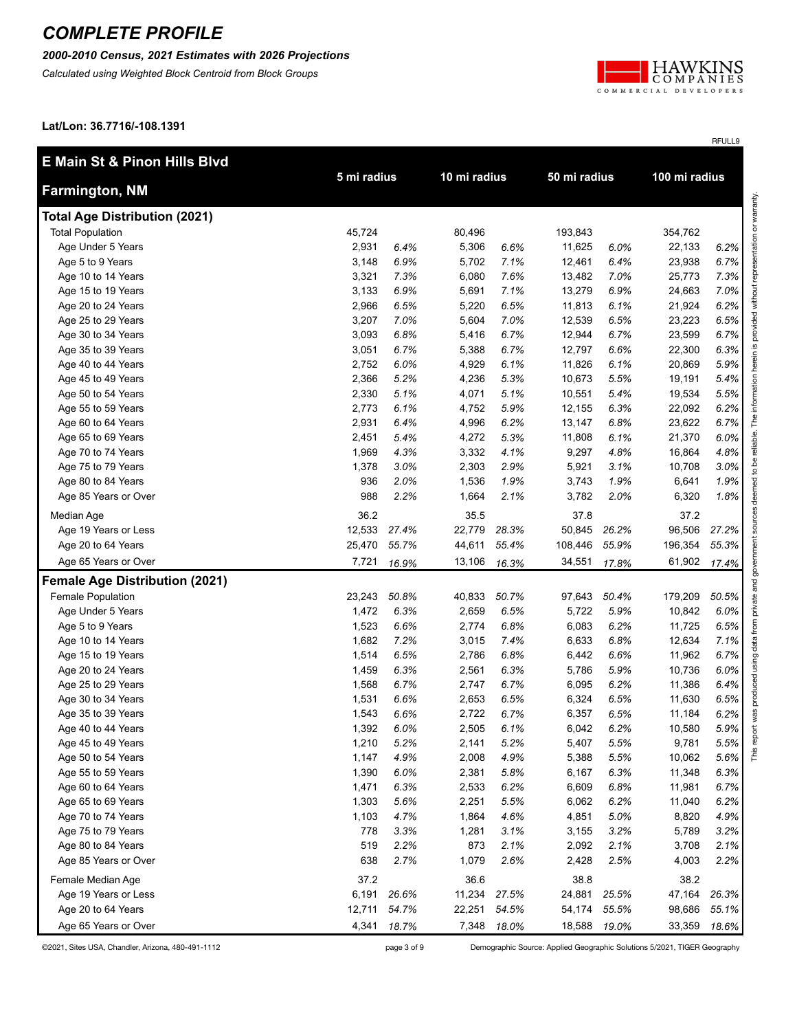# COMPLETE PROFILE

***2000-2010 Census, 2021 Estimates with 2026 Projections***

*Calculated using Weighted Block Centroid from Block Groups*

**Lat/Lon: 36.7716/-108.1391**

RFULL9

| **E Main St & Pinon Hills Blvd** **Farmington, NM** | **5 mi radius** | | **10 mi radius** | | **50 mi radius** | | **100 mi radius** | |
|---|---|---|---|---|---|---|---|---|
| **Total Age Distribution (2021)** | | | | | | | | |
| Total Population | 45,724 | | 80,496 | | 193,843 | | 354,762 | |
| Age Under 5 Years | 2,931 | *6.4%* | 5,306 | *6.6%* | 11,625 | *6.0%* | 22,133 | *6.2%* |
| Age 5 to 9 Years | 3,148 | *6.9%* | 5,702 | *7.1%* | 12,461 | *6.4%* | 23,938 | *6.7%* |
| Age 10 to 14 Years | 3,321 | *7.3%* | 6,080 | *7.6%* | 13,482 | *7.0%* | 25,773 | *7.3%* |
| Age 15 to 19 Years | 3,133 | *6.9%* | 5,691 | *7.1%* | 13,279 | *6.9%* | 24,663 | *7.0%* |
| Age 20 to 24 Years | 2,966 | *6.5%* | 5,220 | *6.5%* | 11,813 | *6.1%* | 21,924 | *6.2%* |
| Age 25 to 29 Years | 3,207 | *7.0%* | 5,604 | *7.0%* | 12,539 | *6.5%* | 23,223 | *6.5%* |
| Age 30 to 34 Years | 3,093 | *6.8%* | 5,416 | *6.7%* | 12,944 | *6.7%* | 23,599 | *6.7%* |
| Age 35 to 39 Years | 3,051 | *6.7%* | 5,388 | *6.7%* | 12,797 | *6.6%* | 22,300 | *6.3%* |
| Age 40 to 44 Years | 2,752 | *6.0%* | 4,929 | *6.1%* | 11,826 | *6.1%* | 20,869 | *5.9%* |
| Age 45 to 49 Years | 2,366 | *5.2%* | 4,236 | *5.3%* | 10,673 | *5.5%* | 19,191 | *5.4%* |
| Age 50 to 54 Years | 2,330 | *5.1%* | 4,071 | *5.1%* | 10,551 | *5.4%* | 19,534 | *5.5%* |
| Age 55 to 59 Years | 2,773 | *6.1%* | 4,752 | *5.9%* | 12,155 | *6.3%* | 22,092 | *6.2%* |
| Age 60 to 64 Years | 2,931 | *6.4%* | 4,996 | *6.2%* | 13,147 | *6.8%* | 23,622 | *6.7%* |
| Age 65 to 69 Years | 2,451 | *5.4%* | 4,272 | *5.3%* | 11,808 | *6.1%* | 21,370 | *6.0%* |
| Age 70 to 74 Years | 1,969 | *4.3%* | 3,332 | *4.1%* | 9,297 | *4.8%* | 16,864 | *4.8%* |
| Age 75 to 79 Years | 1,378 | *3.0%* | 2,303 | *2.9%* | 5,921 | *3.1%* | 10,708 | *3.0%* |
| Age 80 to 84 Years | 936 | *2.0%* | 1,536 | *1.9%* | 3,743 | *1.9%* | 6,641 | *1.9%* |
| Age 85 Years or Over | 988 | *2.2%* | 1,664 | *2.1%* | 3,782 | *2.0%* | 6,320 | *1.8%* |
| Median Age | 36.2 | | 35.5 | | 37.8 | | 37.2 | |
| Age 19 Years or Less | 12,533 | *27.4%* | 22,779 | *28.3%* | 50,845 | *26.2%* | 96,506 | *27.2%* |
| Age 20 to 64 Years | 25,470 | *55.7%* | 44,611 | *55.4%* | 108,446 | *55.9%* | 196,354 | *55.3%* |
| Age 65 Years or Over | 7,721 | *16.9%* | 13,106 | *16.3%* | 34,551 | *17.8%* | 61,902 | *17.4%* |
| **Female Age Distribution (2021)** | | | | | | | | |
| Female Population | 23,243 | *50.8%* | 40,833 | *50.7%* | 97,643 | *50.4%* | 179,209 | *50.5%* |
| Age Under 5 Years | 1,472 | *6.3%* | 2,659 | *6.5%* | 5,722 | *5.9%* | 10,842 | *6.0%* |
| Age 5 to 9 Years | 1,523 | *6.6%* | 2,774 | *6.8%* | 6,083 | *6.2%* | 11,725 | *6.5%* |
| Age 10 to 14 Years | 1,682 | *7.2%* | 3,015 | *7.4%* | 6,633 | *6.8%* | 12,634 | *7.1%* |
| Age 15 to 19 Years | 1,514 | *6.5%* | 2,786 | *6.8%* | 6,442 | *6.6%* | 11,962 | *6.7%* |
| Age 20 to 24 Years | 1,459 | *6.3%* | 2,561 | *6.3%* | 5,786 | *5.9%* | 10,736 | *6.0%* |
| Age 25 to 29 Years | 1,568 | *6.7%* | 2,747 | *6.7%* | 6,095 | *6.2%* | 11,386 | *6.4%* |
| Age 30 to 34 Years | 1,531 | *6.6%* | 2,653 | *6.5%* | 6,324 | *6.5%* | 11,630 | *6.5%* |
| Age 35 to 39 Years | 1,543 | *6.6%* | 2,722 | *6.7%* | 6,357 | *6.5%* | 11,184 | *6.2%* |
| Age 40 to 44 Years | 1,392 | *6.0%* | 2,505 | *6.1%* | 6,042 | *6.2%* | 10,580 | *5.9%* |
| Age 45 to 49 Years | 1,210 | *5.2%* | 2,141 | *5.2%* | 5,407 | *5.5%* | 9,781 | *5.5%* |
| Age 50 to 54 Years | 1,147 | *4.9%* | 2,008 | *4.9%* | 5,388 | *5.5%* | 10,062 | *5.6%* |
| Age 55 to 59 Years | 1,390 | *6.0%* | 2,381 | *5.8%* | 6,167 | *6.3%* | 11,348 | *6.3%* |
| Age 60 to 64 Years | 1,471 | *6.3%* | 2,533 | *6.2%* | 6,609 | *6.8%* | 11,981 | *6.7%* |
| Age 65 to 69 Years | 1,303 | *5.6%* | 2,251 | *5.5%* | 6,062 | *6.2%* | 11,040 | *6.2%* |
| Age 70 to 74 Years | 1,103 | *4.7%* | 1,864 | *4.6%* | 4,851 | *5.0%* | 8,820 | *4.9%* |
| Age 75 to 79 Years | 778 | *3.3%* | 1,281 | *3.1%* | 3,155 | *3.2%* | 5,789 | *3.2%* |
| Age 80 to 84 Years | 519 | *2.2%* | 873 | *2.1%* | 2,092 | *2.1%* | 3,708 | *2.1%* |
| Age 85 Years or Over | 638 | *2.7%* | 1,079 | *2.6%* | 2,428 | *2.5%* | 4,003 | *2.2%* |
| Female Median Age | 37.2 | | 36.6 | | 38.8 | | 38.2 | |
| Age 19 Years or Less | 6,191 | *26.6%* | 11,234 | *27.5%* | 24,881 | *25.5%* | 47,164 | *26.3%* |
| Age 20 to 64 Years | 12,711 | *54.7%* | 22,251 | *54.5%* | 54,174 | *55.5%* | 98,686 | *55.1%* |
| Age 65 Years or Over | 4,341 | *18.7%* | 7,348 | *18.0%* | 18,588 | *19.0%* | 33,359 | *18.6%* |

This report was produced using data from private and government sources deemed to be reliable. The information herein is provided without representation or warranty.

©2021, Sites USA, Chandler, Arizona, 480-491-1112

Demographic Source: Applied Geographic Solutions 5/2021, TIGER Geography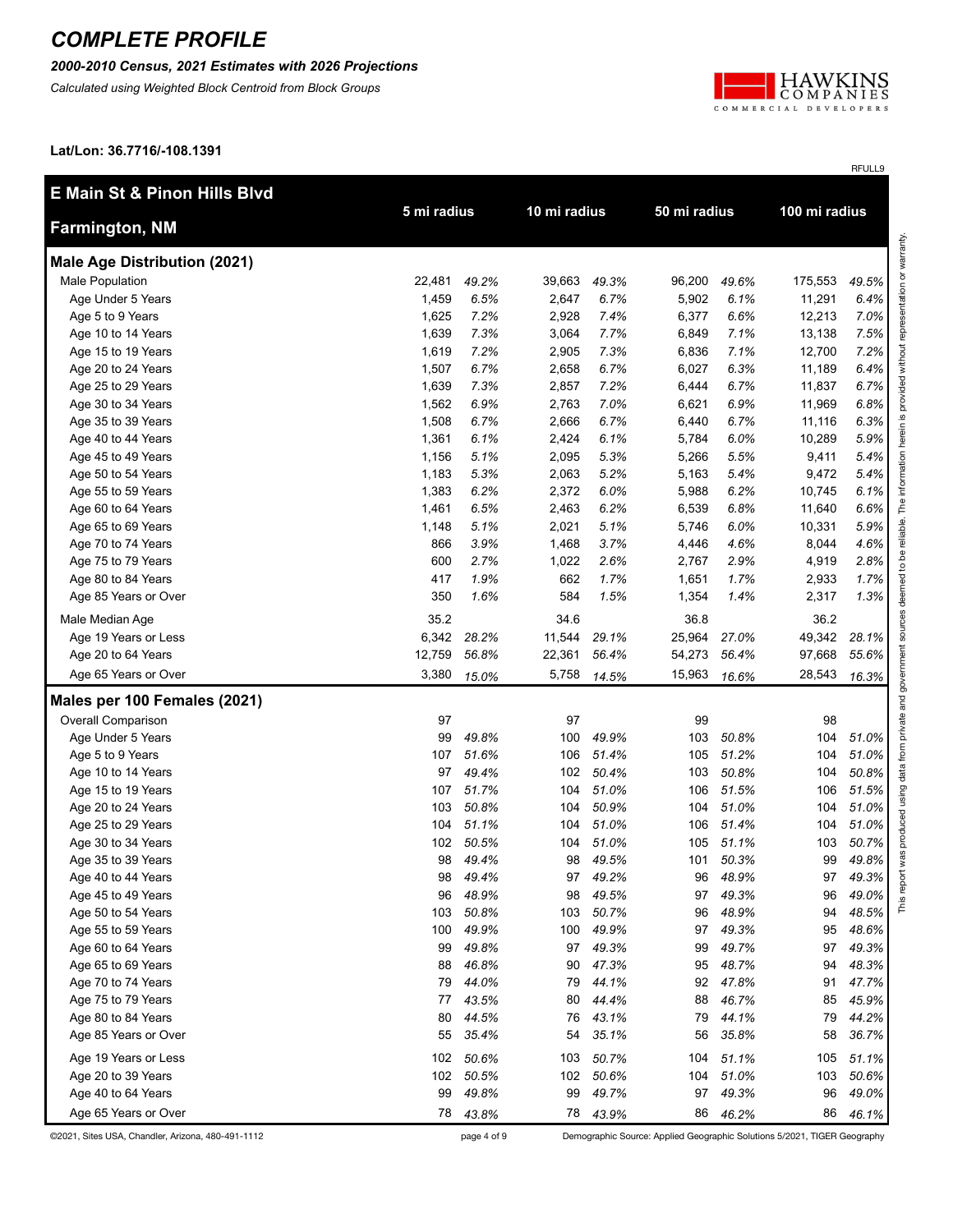# COMPLETE PROFILE

***2000-2010 Census, 2021 Estimates with 2026 Projections***

*Calculated using Weighted Block Centroid from Block Groups*

**Lat/Lon: 36.7716/-108.1391**

RFULL9

| **E Main St & Pinon Hills Blvd** **Farmington, NM** | **5 mi radius** | | **10 mi radius** | | **50 mi radius** | | **100 mi radius** | |
|---|---|---|---|---|---|---|---|---|
| **Male Age Distribution (2021)** | | | | | | | | |
| Male Population | 22,481 | *49.2%* | 39,663 | *49.3%* | 96,200 | *49.6%* | 175,553 | *49.5%* |
| Age Under 5 Years | 1,459 | *6.5%* | 2,647 | *6.7%* | 5,902 | *6.1%* | 11,291 | *6.4%* |
| Age 5 to 9 Years | 1,625 | *7.2%* | 2,928 | *7.4%* | 6,377 | *6.6%* | 12,213 | *7.0%* |
| Age 10 to 14 Years | 1,639 | *7.3%* | 3,064 | *7.7%* | 6,849 | *7.1%* | 13,138 | *7.5%* |
| Age 15 to 19 Years | 1,619 | *7.2%* | 2,905 | *7.3%* | 6,836 | *7.1%* | 12,700 | *7.2%* |
| Age 20 to 24 Years | 1,507 | *6.7%* | 2,658 | *6.7%* | 6,027 | *6.3%* | 11,189 | *6.4%* |
| Age 25 to 29 Years | 1,639 | *7.3%* | 2,857 | *7.2%* | 6,444 | *6.7%* | 11,837 | *6.7%* |
| Age 30 to 34 Years | 1,562 | *6.9%* | 2,763 | *7.0%* | 6,621 | *6.9%* | 11,969 | *6.8%* |
| Age 35 to 39 Years | 1,508 | *6.7%* | 2,666 | *6.7%* | 6,440 | *6.7%* | 11,116 | *6.3%* |
| Age 40 to 44 Years | 1,361 | *6.1%* | 2,424 | *6.1%* | 5,784 | *6.0%* | 10,289 | *5.9%* |
| Age 45 to 49 Years | 1,156 | *5.1%* | 2,095 | *5.3%* | 5,266 | *5.5%* | 9,411 | *5.4%* |
| Age 50 to 54 Years | 1,183 | *5.3%* | 2,063 | *5.2%* | 5,163 | *5.4%* | 9,472 | *5.4%* |
| Age 55 to 59 Years | 1,383 | *6.2%* | 2,372 | *6.0%* | 5,988 | *6.2%* | 10,745 | *6.1%* |
| Age 60 to 64 Years | 1,461 | *6.5%* | 2,463 | *6.2%* | 6,539 | *6.8%* | 11,640 | *6.6%* |
| Age 65 to 69 Years | 1,148 | *5.1%* | 2,021 | *5.1%* | 5,746 | *6.0%* | 10,331 | *5.9%* |
| Age 70 to 74 Years | 866 | *3.9%* | 1,468 | *3.7%* | 4,446 | *4.6%* | 8,044 | *4.6%* |
| Age 75 to 79 Years | 600 | *2.7%* | 1,022 | *2.6%* | 2,767 | *2.9%* | 4,919 | *2.8%* |
| Age 80 to 84 Years | 417 | *1.9%* | 662 | *1.7%* | 1,651 | *1.7%* | 2,933 | *1.7%* |
| Age 85 Years or Over | 350 | *1.6%* | 584 | *1.5%* | 1,354 | *1.4%* | 2,317 | *1.3%* |
| Male Median Age | 35.2 | | 34.6 | | 36.8 | | 36.2 | |
| Age 19 Years or Less | 6,342 | *28.2%* | 11,544 | *29.1%* | 25,964 | *27.0%* | 49,342 | *28.1%* |
| Age 20 to 64 Years | 12,759 | *56.8%* | 22,361 | *56.4%* | 54,273 | *56.4%* | 97,668 | *55.6%* |
| Age 65 Years or Over | 3,380 | *15.0%* | 5,758 | *14.5%* | 15,963 | *16.6%* | 28,543 | *16.3%* |
| **Males per 100 Females (2021)** | | | | | | | | |
| Overall Comparison | 97 | | 97 | | 99 | | 98 | |
| Age Under 5 Years | 99 | *49.8%* | 100 | *49.9%* | 103 | *50.8%* | 104 | *51.0%* |
| Age 5 to 9 Years | 107 | *51.6%* | 106 | *51.4%* | 105 | *51.2%* | 104 | *51.0%* |
| Age 10 to 14 Years | 97 | *49.4%* | 102 | *50.4%* | 103 | *50.8%* | 104 | *50.8%* |
| Age 15 to 19 Years | 107 | *51.7%* | 104 | *51.0%* | 106 | *51.5%* | 106 | *51.5%* |
| Age 20 to 24 Years | 103 | *50.8%* | 104 | *50.9%* | 104 | *51.0%* | 104 | *51.0%* |
| Age 25 to 29 Years | 104 | *51.1%* | 104 | *51.0%* | 106 | *51.4%* | 104 | *51.0%* |
| Age 30 to 34 Years | 102 | *50.5%* | 104 | *51.0%* | 105 | *51.1%* | 103 | *50.7%* |
| Age 35 to 39 Years | 98 | *49.4%* | 98 | *49.5%* | 101 | *50.3%* | 99 | *49.8%* |
| Age 40 to 44 Years | 98 | *49.4%* | 97 | *49.2%* | 96 | *48.9%* | 97 | *49.3%* |
| Age 45 to 49 Years | 96 | *48.9%* | 98 | *49.5%* | 97 | *49.3%* | 96 | *49.0%* |
| Age 50 to 54 Years | 103 | *50.8%* | 103 | *50.7%* | 96 | *48.9%* | 94 | *48.5%* |
| Age 55 to 59 Years | 100 | *49.9%* | 100 | *49.9%* | 97 | *49.3%* | 95 | *48.6%* |
| Age 60 to 64 Years | 99 | *49.8%* | 97 | *49.3%* | 99 | *49.7%* | 97 | *49.3%* |
| Age 65 to 69 Years | 88 | *46.8%* | 90 | *47.3%* | 95 | *48.7%* | 94 | *48.3%* |
| Age 70 to 74 Years | 79 | *44.0%* | 79 | *44.1%* | 92 | *47.8%* | 91 | *47.7%* |
| Age 75 to 79 Years | 77 | *43.5%* | 80 | *44.4%* | 88 | *46.7%* | 85 | *45.9%* |
| Age 80 to 84 Years | 80 | *44.5%* | 76 | *43.1%* | 79 | *44.1%* | 79 | *44.2%* |
| Age 85 Years or Over | 55 | *35.4%* | 54 | *35.1%* | 56 | *35.8%* | 58 | *36.7%* |
| Age 19 Years or Less | 102 | *50.6%* | 103 | *50.7%* | 104 | *51.1%* | 105 | *51.1%* |
| Age 20 to 39 Years | 102 | *50.5%* | 102 | *50.6%* | 104 | *51.0%* | 103 | *50.6%* |
| Age 40 to 64 Years | 99 | *49.8%* | 99 | *49.7%* | 97 | *49.3%* | 96 | *49.0%* |
| Age 65 Years or Over | 78 | *43.8%* | 78 | *43.9%* | 86 | *46.2%* | 86 | *46.1%* |

This report was produced using data from private and government sources deemed to be reliable. The information herein is provided without representation or warranty.

©2021, Sites USA, Chandler, Arizona, 480-491-1112

Demographic Source: Applied Geographic Solutions 5/2021, TIGER Geography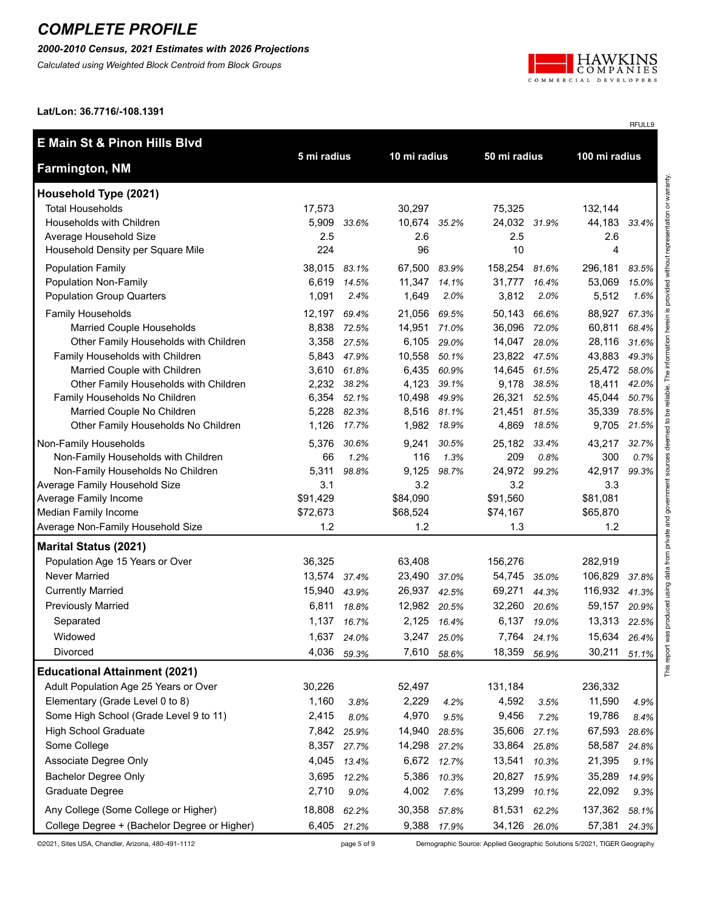# COMPLETE PROFILE

***2000-2010 Census, 2021 Estimates with 2026 Projections***

*Calculated using Weighted Block Centroid from Block Groups*

**Lat/Lon: 36.7716/-108.1391**

RFULL9

| **E Main St & Pinon Hills Blvd** **Farmington, NM** | **5 mi radius** | | **10 mi radius** | | **50 mi radius** | | **100 mi radius** | |
|---|---|---|---|---|---|---|---|---|
| **Household Type (2021)** | | | | | | | | |
| Total Households | 17,573 | | 30,297 | | 75,325 | | 132,144 | |
| Households with Children | 5,909 | *33.6%* | 10,674 | *35.2%* | 24,032 | *31.9%* | 44,183 | *33.4%* |
| Average Household Size | 2.5 | | 2.6 | | 2.5 | | 2.6 | |
| Household Density per Square Mile | 224 | | 96 | | 10 | | 4 | |
| Population Family | 38,015 | *83.1%* | 67,500 | *83.9%* | 158,254 | *81.6%* | 296,181 | *83.5%* |
| Population Non-Family | 6,619 | *14.5%* | 11,347 | *14.1%* | 31,777 | *16.4%* | 53,069 | *15.0%* |
| Population Group Quarters | 1,091 | *2.4%* | 1,649 | *2.0%* | 3,812 | *2.0%* | 5,512 | *1.6%* |
| Family Households | 12,197 | *69.4%* | 21,056 | *69.5%* | 50,143 | *66.6%* | 88,927 | *67.3%* |
| Married Couple Households | 8,838 | *72.5%* | 14,951 | *71.0%* | 36,096 | *72.0%* | 60,811 | *68.4%* |
| Other Family Households with Children | 3,358 | *27.5%* | 6,105 | *29.0%* | 14,047 | *28.0%* | 28,116 | *31.6%* |
| Family Households with Children | 5,843 | *47.9%* | 10,558 | *50.1%* | 23,822 | *47.5%* | 43,883 | *49.3%* |
| Married Couple with Children | 3,610 | *61.8%* | 6,435 | *60.9%* | 14,645 | *61.5%* | 25,472 | *58.0%* |
| Other Family Households with Children | 2,232 | *38.2%* | 4,123 | *39.1%* | 9,178 | *38.5%* | 18,411 | *42.0%* |
| Family Households No Children | 6,354 | *52.1%* | 10,498 | *49.9%* | 26,321 | *52.5%* | 45,044 | *50.7%* |
| Married Couple No Children | 5,228 | *82.3%* | 8,516 | *81.1%* | 21,451 | *81.5%* | 35,339 | *78.5%* |
| Other Family Households No Children | 1,126 | *17.7%* | 1,982 | *18.9%* | 4,869 | *18.5%* | 9,705 | *21.5%* |
| Non-Family Households | 5,376 | *30.6%* | 9,241 | *30.5%* | 25,182 | *33.4%* | 43,217 | *32.7%* |
| Non-Family Households with Children | 66 | *1.2%* | 116 | *1.3%* | 209 | *0.8%* | 300 | *0.7%* |
| Non-Family Households No Children | 5,311 | *98.8%* | 9,125 | *98.7%* | 24,972 | *99.2%* | 42,917 | *99.3%* |
| Average Family Household Size | 3.1 | | 3.2 | | 3.2 | | 3.3 | |
| Average Family Income | $91,429 | | $84,090 | | $91,560 | | $81,081 | |
| Median Family Income | $72,673 | | $68,524 | | $74,167 | | $65,870 | |
| Average Non-Family Household Size | 1.2 | | 1.2 | | 1.3 | | 1.2 | |
| **Marital Status (2021)** | | | | | | | | |
| Population Age 15 Years or Over | 36,325 | | 63,408 | | 156,276 | | 282,919 | |
| Never Married | 13,574 | *37.4%* | 23,490 | *37.0%* | 54,745 | *35.0%* | 106,829 | *37.8%* |
| Currently Married | 15,940 | *43.9%* | 26,937 | *42.5%* | 69,271 | *44.3%* | 116,932 | *41.3%* |
| Previously Married | 6,811 | *18.8%* | 12,982 | *20.5%* | 32,260 | *20.6%* | 59,157 | *20.9%* |
| Separated | 1,137 | *16.7%* | 2,125 | *16.4%* | 6,137 | *19.0%* | 13,313 | *22.5%* |
| Widowed | 1,637 | *24.0%* | 3,247 | *25.0%* | 7,764 | *24.1%* | 15,634 | *26.4%* |
| Divorced | 4,036 | *59.3%* | 7,610 | *58.6%* | 18,359 | *56.9%* | 30,211 | *51.1%* |
| **Educational Attainment (2021)** | | | | | | | | |
| Adult Population Age 25 Years or Over | 30,226 | | 52,497 | | 131,184 | | 236,332 | |
| Elementary (Grade Level 0 to 8) | 1,160 | *3.8%* | 2,229 | *4.2%* | 4,592 | *3.5%* | 11,590 | *4.9%* |
| Some High School (Grade Level 9 to 11) | 2,415 | *8.0%* | 4,970 | *9.5%* | 9,456 | *7.2%* | 19,786 | *8.4%* |
| High School Graduate | 7,842 | *25.9%* | 14,940 | *28.5%* | 35,606 | *27.1%* | 67,593 | *28.6%* |
| Some College | 8,357 | *27.7%* | 14,298 | *27.2%* | 33,864 | *25.8%* | 58,587 | *24.8%* |
| Associate Degree Only | 4,045 | *13.4%* | 6,672 | *12.7%* | 13,541 | *10.3%* | 21,395 | *9.1%* |
| Bachelor Degree Only | 3,695 | *12.2%* | 5,386 | *10.3%* | 20,827 | *15.9%* | 35,289 | *14.9%* |
| Graduate Degree | 2,710 | *9.0%* | 4,002 | *7.6%* | 13,299 | *10.1%* | 22,092 | *9.3%* |
| Any College (Some College or Higher) | 18,808 | *62.2%* | 30,358 | *57.8%* | 81,531 | *62.2%* | 137,362 | *58.1%* |
| College Degree + (Bachelor Degree or Higher) | 6,405 | *21.2%* | 9,388 | *17.9%* | 34,126 | *26.0%* | 57,381 | *24.3%* |

This report was produced using data from private and government sources deemed to be reliable. The information herein is provided without representation or warranty.

©2021, Sites USA, Chandler, Arizona, 480-491-1112

Demographic Source: Applied Geographic Solutions 5/2021, TIGER Geography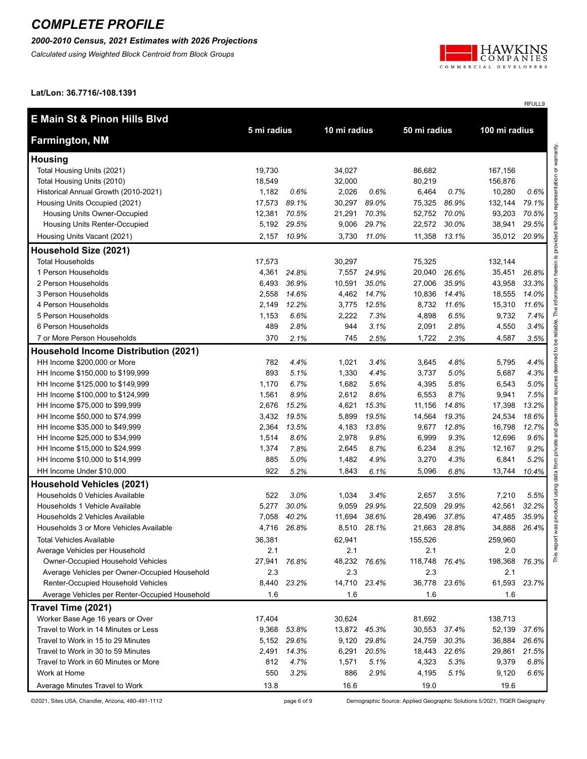# COMPLETE PROFILE

***2000-2010 Census, 2021 Estimates with 2026 Projections***

*Calculated using Weighted Block Centroid from Block Groups*

HAWKINS COMPANIES COMMERCIAL DEVELOPERS

**Lat/Lon: 36.7716/-108.1391**

RFULL9

| **E Main St & Pinon Hills Blvd** **Farmington, NM** | **5 mi radius** | | **10 mi radius** | | **50 mi radius** | | **100 mi radius** | |
|---|---|---|---|---|---|---|---|---|
| **Housing** | | | | | | | | |
| Total Housing Units (2021) | 19,730 | | 34,027 | | 86,682 | | 167,156 | |
| Total Housing Units (2010) | 18,549 | | 32,000 | | 80,219 | | 156,876 | |
| Historical Annual Growth (2010-2021) | 1,182 | *0.6%* | 2,026 | *0.6%* | 6,464 | *0.7%* | 10,280 | *0.6%* |
| Housing Units Occupied (2021) | 17,573 | *89.1%* | 30,297 | *89.0%* | 75,325 | *86.9%* | 132,144 | *79.1%* |
| Housing Units Owner-Occupied | 12,381 | *70.5%* | 21,291 | *70.3%* | 52,752 | *70.0%* | 93,203 | *70.5%* |
| Housing Units Renter-Occupied | 5,192 | *29.5%* | 9,006 | *29.7%* | 22,572 | *30.0%* | 38,941 | *29.5%* |
| Housing Units Vacant (2021) | 2,157 | *10.9%* | 3,730 | *11.0%* | 11,358 | *13.1%* | 35,012 | *20.9%* |
| **Household Size (2021)** | | | | | | | | |
| Total Households | 17,573 | | 30,297 | | 75,325 | | 132,144 | |
| 1 Person Households | 4,361 | *24.8%* | 7,557 | *24.9%* | 20,040 | *26.6%* | 35,451 | *26.8%* |
| 2 Person Households | 6,493 | *36.9%* | 10,591 | *35.0%* | 27,006 | *35.9%* | 43,958 | *33.3%* |
| 3 Person Households | 2,558 | *14.6%* | 4,462 | *14.7%* | 10,836 | *14.4%* | 18,555 | *14.0%* |
| 4 Person Households | 2,149 | *12.2%* | 3,775 | *12.5%* | 8,732 | *11.6%* | 15,310 | *11.6%* |
| 5 Person Households | 1,153 | *6.6%* | 2,222 | *7.3%* | 4,898 | *6.5%* | 9,732 | *7.4%* |
| 6 Person Households | 489 | *2.8%* | 944 | *3.1%* | 2,091 | *2.8%* | 4,550 | *3.4%* |
| 7 or More Person Households | 370 | *2.1%* | 745 | *2.5%* | 1,722 | *2.3%* | 4,587 | *3.5%* |
| **Household Income Distribution (2021)** | | | | | | | | |
| HH Income $200,000 or More | 782 | *4.4%* | 1,021 | *3.4%* | 3,645 | *4.8%* | 5,795 | *4.4%* |
| HH Income $150,000 to $199,999 | 893 | *5.1%* | 1,330 | *4.4%* | 3,737 | *5.0%* | 5,687 | *4.3%* |
| HH Income $125,000 to $149,999 | 1,170 | *6.7%* | 1,682 | *5.6%* | 4,395 | *5.8%* | 6,543 | *5.0%* |
| HH Income $100,000 to $124,999 | 1,561 | *8.9%* | 2,612 | *8.6%* | 6,553 | *8.7%* | 9,941 | *7.5%* |
| HH Income $75,000 to $99,999 | 2,676 | *15.2%* | 4,621 | *15.3%* | 11,156 | *14.8%* | 17,398 | *13.2%* |
| HH Income $50,000 to $74,999 | 3,432 | *19.5%* | 5,899 | *19.5%* | 14,564 | *19.3%* | 24,534 | *18.6%* |
| HH Income $35,000 to $49,999 | 2,364 | *13.5%* | 4,183 | *13.8%* | 9,677 | *12.8%* | 16,798 | *12.7%* |
| HH Income $25,000 to $34,999 | 1,514 | *8.6%* | 2,978 | *9.8%* | 6,999 | *9.3%* | 12,696 | *9.6%* |
| HH Income $15,000 to $24,999 | 1,374 | *7.8%* | 2,645 | *8.7%* | 6,234 | *8.3%* | 12,167 | *9.2%* |
| HH Income $10,000 to $14,999 | 885 | *5.0%* | 1,482 | *4.9%* | 3,270 | *4.3%* | 6,841 | *5.2%* |
| HH Income Under $10,000 | 922 | *5.2%* | 1,843 | *6.1%* | 5,096 | *6.8%* | 13,744 | *10.4%* |
| **Household Vehicles (2021)** | | | | | | | | |
| Households 0 Vehicles Available | 522 | *3.0%* | 1,034 | *3.4%* | 2,657 | *3.5%* | 7,210 | *5.5%* |
| Households 1 Vehicle Available | 5,277 | *30.0%* | 9,059 | *29.9%* | 22,509 | *29.9%* | 42,561 | *32.2%* |
| Households 2 Vehicles Available | 7,058 | *40.2%* | 11,694 | *38.6%* | 28,496 | *37.8%* | 47,485 | *35.9%* |
| Households 3 or More Vehicles Available | 4,716 | *26.8%* | 8,510 | *28.1%* | 21,663 | *28.8%* | 34,888 | *26.4%* |
| Total Vehicles Available | 36,381 | | 62,941 | | 155,526 | | 259,960 | |
| Average Vehicles per Household | 2.1 | | 2.1 | | 2.1 | | 2.0 | |
| Owner-Occupied Household Vehicles | 27,941 | *76.8%* | 48,232 | *76.6%* | 118,748 | *76.4%* | 198,368 | *76.3%* |
| Average Vehicles per Owner-Occupied Household | 2.3 | | 2.3 | | 2.3 | | 2.1 | |
| Renter-Occupied Household Vehicles | 8,440 | *23.2%* | 14,710 | *23.4%* | 36,778 | *23.6%* | 61,593 | *23.7%* |
| Average Vehicles per Renter-Occupied Household | 1.6 | | 1.6 | | 1.6 | | 1.6 | |
| **Travel Time (2021)** | | | | | | | | |
| Worker Base Age 16 years or Over | 17,404 | | 30,624 | | 81,692 | | 138,713 | |
| Travel to Work in 14 Minutes or Less | 9,368 | *53.8%* | 13,872 | *45.3%* | 30,553 | *37.4%* | 52,139 | *37.6%* |
| Travel to Work in 15 to 29 Minutes | 5,152 | *29.6%* | 9,120 | *29.8%* | 24,759 | *30.3%* | 36,884 | *26.6%* |
| Travel to Work in 30 to 59 Minutes | 2,491 | *14.3%* | 6,291 | *20.5%* | 18,443 | *22.6%* | 29,861 | *21.5%* |
| Travel to Work in 60 Minutes or More | 812 | *4.7%* | 1,571 | *5.1%* | 4,323 | *5.3%* | 9,379 | *6.8%* |
| Work at Home | 550 | *3.2%* | 886 | *2.9%* | 4,195 | *5.1%* | 9,120 | *6.6%* |
| Average Minutes Travel to Work | 13.8 | | 16.6 | | 19.0 | | 19.6 | |

This report was produced using data from private and government sources deemed to be reliable. The information herein is provided without representation or warranty.

©2021, Sites USA, Chandler, Arizona, 480-491-1112

Demographic Source: Applied Geographic Solutions 5/2021, TIGER Geography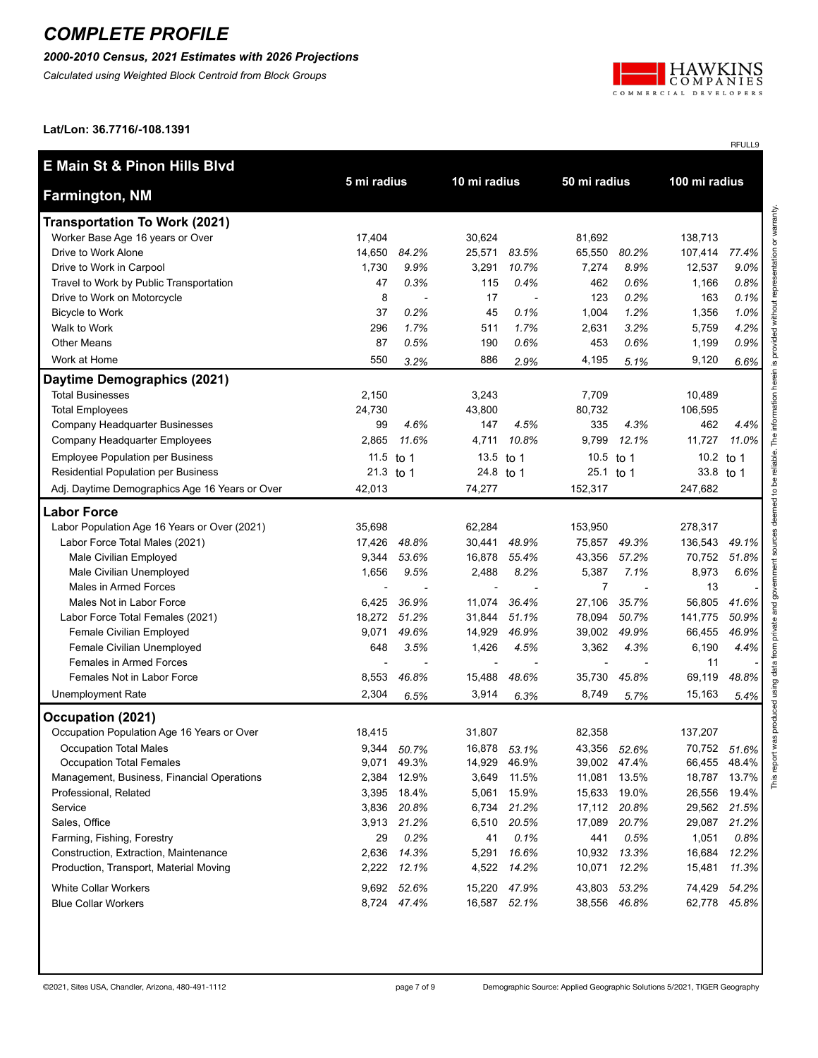# COMPLETE PROFILE

***2000-2010 Census, 2021 Estimates with 2026 Projections***

*Calculated using Weighted Block Centroid from Block Groups*

**Lat/Lon: 36.7716/-108.1391**

RFULL9

| **E Main St & Pinon Hills Blvd Farmington, NM** | 5 mi radius | | 10 mi radius | | 50 mi radius | | 100 mi radius | |
|---|---|---|---|---|---|---|---|---|
| **Transportation To Work (2021)** | | | | | | | | |
| Worker Base Age 16 years or Over | 17,404 | | 30,624 | | 81,692 | | 138,713 | |
| Drive to Work Alone | 14,650 | *84.2%* | 25,571 | *83.5%* | 65,550 | *80.2%* | 107,414 | *77.4%* |
| Drive to Work in Carpool | 1,730 | *9.9%* | 3,291 | *10.7%* | 7,274 | *8.9%* | 12,537 | *9.0%* |
| Travel to Work by Public Transportation | 47 | *0.3%* | 115 | *0.4%* | 462 | *0.6%* | 1,166 | *0.8%* |
| Drive to Work on Motorcycle | 8 | - | 17 | - | 123 | *0.2%* | 163 | *0.1%* |
| Bicycle to Work | 37 | *0.2%* | 45 | *0.1%* | 1,004 | *1.2%* | 1,356 | *1.0%* |
| Walk to Work | 296 | *1.7%* | 511 | *1.7%* | 2,631 | *3.2%* | 5,759 | *4.2%* |
| Other Means | 87 | *0.5%* | 190 | *0.6%* | 453 | *0.6%* | 1,199 | *0.9%* |
| Work at Home | 550 | *3.2%* | 886 | *2.9%* | 4,195 | *5.1%* | 9,120 | *6.6%* |
| **Daytime Demographics (2021)** | | | | | | | | |
| Total Businesses | 2,150 | | 3,243 | | 7,709 | | 10,489 | |
| Total Employees | 24,730 | | 43,800 | | 80,732 | | 106,595 | |
| Company Headquarter Businesses | 99 | *4.6%* | 147 | *4.5%* | 335 | *4.3%* | 462 | *4.4%* |
| Company Headquarter Employees | 2,865 | *11.6%* | 4,711 | *10.8%* | 9,799 | *12.1%* | 11,727 | *11.0%* |
| Employee Population per Business | 11.5 | to 1 | 13.5 | to 1 | 10.5 | to 1 | 10.2 | to 1 |
| Residential Population per Business | 21.3 | to 1 | 24.8 | to 1 | 25.1 | to 1 | 33.8 | to 1 |
| Adj. Daytime Demographics Age 16 Years or Over | 42,013 | | 74,277 | | 152,317 | | 247,682 | |
| **Labor Force** | | | | | | | | |
| Labor Population Age 16 Years or Over (2021) | 35,698 | | 62,284 | | 153,950 | | 278,317 | |
| Labor Force Total Males (2021) | 17,426 | *48.8%* | 30,441 | *48.9%* | 75,857 | *49.3%* | 136,543 | *49.1%* |
| Male Civilian Employed | 9,344 | *53.6%* | 16,878 | *55.4%* | 43,356 | *57.2%* | 70,752 | *51.8%* |
| Male Civilian Unemployed | 1,656 | *9.5%* | 2,488 | *8.2%* | 5,387 | *7.1%* | 8,973 | *6.6%* |
| Males in Armed Forces | - | - | - | - | 7 | - | 13 | - |
| Males Not in Labor Force | 6,425 | *36.9%* | 11,074 | *36.4%* | 27,106 | *35.7%* | 56,805 | *41.6%* |
| Labor Force Total Females (2021) | 18,272 | *51.2%* | 31,844 | *51.1%* | 78,094 | *50.7%* | 141,775 | *50.9%* |
| Female Civilian Employed | 9,071 | *49.6%* | 14,929 | *46.9%* | 39,002 | *49.9%* | 66,455 | *46.9%* |
| Female Civilian Unemployed | 648 | *3.5%* | 1,426 | *4.5%* | 3,362 | *4.3%* | 6,190 | *4.4%* |
| Females in Armed Forces | - | - | - | - | - | - | 11 | - |
| Females Not in Labor Force | 8,553 | *46.8%* | 15,488 | *48.6%* | 35,730 | *45.8%* | 69,119 | *48.8%* |
| Unemployment Rate | 2,304 | *6.5%* | 3,914 | *6.3%* | 8,749 | *5.7%* | 15,163 | *5.4%* |
| **Occupation (2021)** | | | | | | | | |
| Occupation Population Age 16 Years or Over | 18,415 | | 31,807 | | 82,358 | | 137,207 | |
| Occupation Total Males | 9,344 | *50.7%* | 16,878 | *53.1%* | 43,356 | *52.6%* | 70,752 | *51.6%* |
| Occupation Total Females | 9,071 | 49.3% | 14,929 | 46.9% | 39,002 | 47.4% | 66,455 | 48.4% |
| Management, Business, Financial Operations | 2,384 | 12.9% | 3,649 | 11.5% | 11,081 | 13.5% | 18,787 | 13.7% |
| Professional, Related | 3,395 | 18.4% | 5,061 | 15.9% | 15,633 | 19.0% | 26,556 | 19.4% |
| Service | 3,836 | *20.8%* | 6,734 | *21.2%* | 17,112 | *20.8%* | 29,562 | *21.5%* |
| Sales, Office | 3,913 | *21.2%* | 6,510 | *20.5%* | 17,089 | *20.7%* | 29,087 | *21.2%* |
| Farming, Fishing, Forestry | 29 | *0.2%* | 41 | *0.1%* | 441 | *0.5%* | 1,051 | *0.8%* |
| Construction, Extraction, Maintenance | 2,636 | *14.3%* | 5,291 | *16.6%* | 10,932 | *13.3%* | 16,684 | *12.2%* |
| Production, Transport, Material Moving | 2,222 | *12.1%* | 4,522 | *14.2%* | 10,071 | *12.2%* | 15,481 | *11.3%* |
| White Collar Workers | 9,692 | *52.6%* | 15,220 | *47.9%* | 43,803 | *53.2%* | 74,429 | *54.2%* |
| Blue Collar Workers | 8,724 | *47.4%* | 16,587 | *52.1%* | 38,556 | *46.8%* | 62,778 | *45.8%* |

This report was produced using data from private and government sources deemed to be reliable. The information herein is provided without representation or warranty.

©2021, Sites USA, Chandler, Arizona, 480-491-1112

Demographic Source: Applied Geographic Solutions 5/2021, TIGER Geography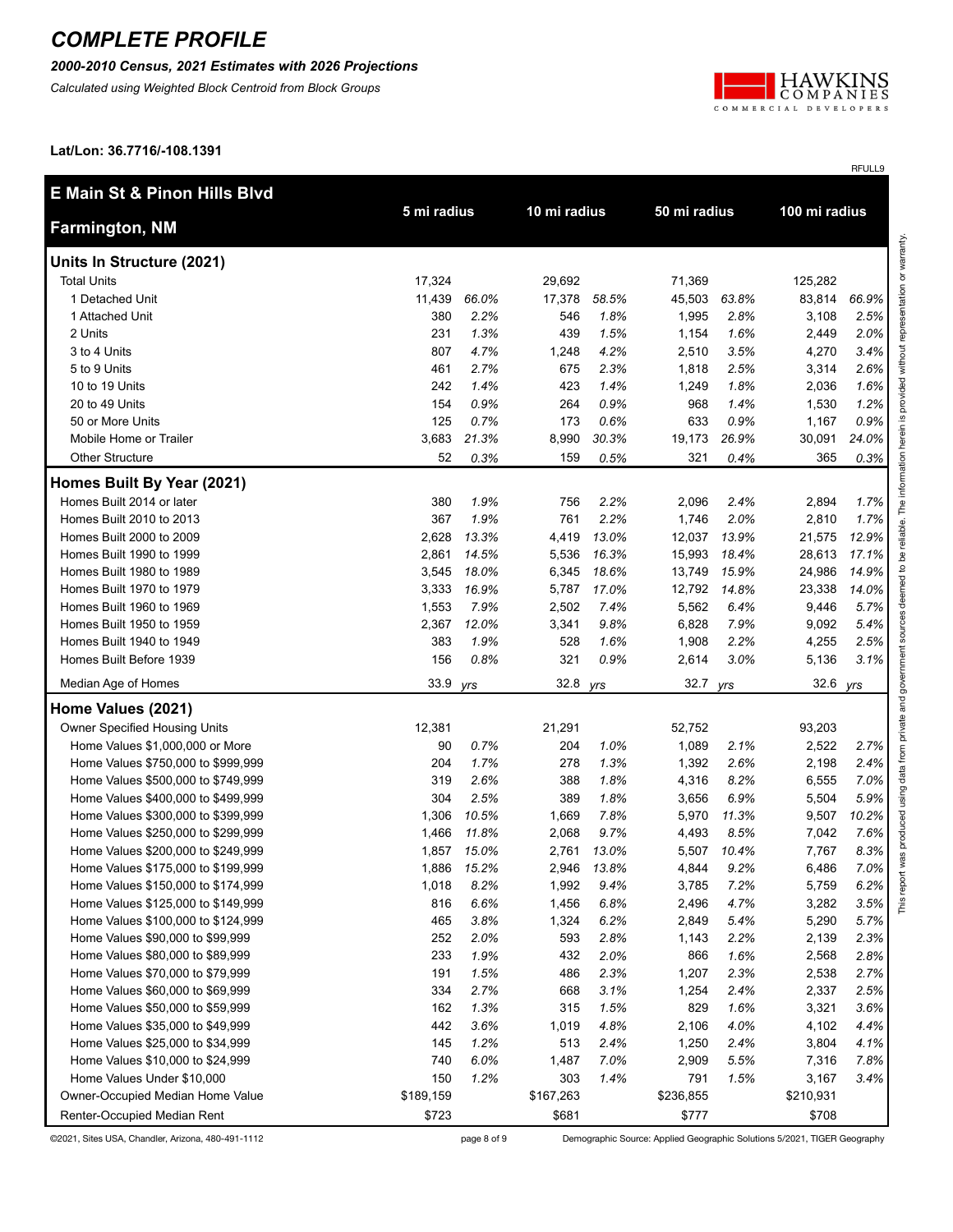# COMPLETE PROFILE

***2000-2010 Census, 2021 Estimates with 2026 Projections***

*Calculated using Weighted Block Centroid from Block Groups*

**Lat/Lon: 36.7716/-108.1391**

RFULL9

| **E Main St & Pinon Hills Blvd** **Farmington, NM** | **5 mi radius** | | **10 mi radius** | | **50 mi radius** | | **100 mi radius** | |
|---|---|---|---|---|---|---|---|---|
| **Units In Structure (2021)** | | | | | | | | |
| Total Units | 17,324 | | 29,692 | | 71,369 | | 125,282 | |
| 1 Detached Unit | 11,439 | *66.0%* | 17,378 | *58.5%* | 45,503 | *63.8%* | 83,814 | *66.9%* |
| 1 Attached Unit | 380 | *2.2%* | 546 | *1.8%* | 1,995 | *2.8%* | 3,108 | *2.5%* |
| 2 Units | 231 | *1.3%* | 439 | *1.5%* | 1,154 | *1.6%* | 2,449 | *2.0%* |
| 3 to 4 Units | 807 | *4.7%* | 1,248 | *4.2%* | 2,510 | *3.5%* | 4,270 | *3.4%* |
| 5 to 9 Units | 461 | *2.7%* | 675 | *2.3%* | 1,818 | *2.5%* | 3,314 | *2.6%* |
| 10 to 19 Units | 242 | *1.4%* | 423 | *1.4%* | 1,249 | *1.8%* | 2,036 | *1.6%* |
| 20 to 49 Units | 154 | *0.9%* | 264 | *0.9%* | 968 | *1.4%* | 1,530 | *1.2%* |
| 50 or More Units | 125 | *0.7%* | 173 | *0.6%* | 633 | *0.9%* | 1,167 | *0.9%* |
| Mobile Home or Trailer | 3,683 | *21.3%* | 8,990 | *30.3%* | 19,173 | *26.9%* | 30,091 | *24.0%* |
| Other Structure | 52 | *0.3%* | 159 | *0.5%* | 321 | *0.4%* | 365 | *0.3%* |
| **Homes Built By Year (2021)** | | | | | | | | |
| Homes Built 2014 or later | 380 | *1.9%* | 756 | *2.2%* | 2,096 | *2.4%* | 2,894 | *1.7%* |
| Homes Built 2010 to 2013 | 367 | *1.9%* | 761 | *2.2%* | 1,746 | *2.0%* | 2,810 | *1.7%* |
| Homes Built 2000 to 2009 | 2,628 | *13.3%* | 4,419 | *13.0%* | 12,037 | *13.9%* | 21,575 | *12.9%* |
| Homes Built 1990 to 1999 | 2,861 | *14.5%* | 5,536 | *16.3%* | 15,993 | *18.4%* | 28,613 | *17.1%* |
| Homes Built 1980 to 1989 | 3,545 | *18.0%* | 6,345 | *18.6%* | 13,749 | *15.9%* | 24,986 | *14.9%* |
| Homes Built 1970 to 1979 | 3,333 | *16.9%* | 5,787 | *17.0%* | 12,792 | *14.8%* | 23,338 | *14.0%* |
| Homes Built 1960 to 1969 | 1,553 | *7.9%* | 2,502 | *7.4%* | 5,562 | *6.4%* | 9,446 | *5.7%* |
| Homes Built 1950 to 1959 | 2,367 | *12.0%* | 3,341 | *9.8%* | 6,828 | *7.9%* | 9,092 | *5.4%* |
| Homes Built 1940 to 1949 | 383 | *1.9%* | 528 | *1.6%* | 1,908 | *2.2%* | 4,255 | *2.5%* |
| Homes Built Before 1939 | 156 | *0.8%* | 321 | *0.9%* | 2,614 | *3.0%* | 5,136 | *3.1%* |
| Median Age of Homes | 33.9 | *yrs* | 32.8 | *yrs* | 32.7 | *yrs* | 32.6 | *yrs* |
| **Home Values (2021)** | | | | | | | | |
| Owner Specified Housing Units | 12,381 | | 21,291 | | 52,752 | | 93,203 | |
| Home Values $1,000,000 or More | 90 | *0.7%* | 204 | *1.0%* | 1,089 | *2.1%* | 2,522 | *2.7%* |
| Home Values $750,000 to $999,999 | 204 | *1.7%* | 278 | *1.3%* | 1,392 | *2.6%* | 2,198 | *2.4%* |
| Home Values $500,000 to $749,999 | 319 | *2.6%* | 388 | *1.8%* | 4,316 | *8.2%* | 6,555 | *7.0%* |
| Home Values $400,000 to $499,999 | 304 | *2.5%* | 389 | *1.8%* | 3,656 | *6.9%* | 5,504 | *5.9%* |
| Home Values $300,000 to $399,999 | 1,306 | *10.5%* | 1,669 | *7.8%* | 5,970 | *11.3%* | 9,507 | *10.2%* |
| Home Values $250,000 to $299,999 | 1,466 | *11.8%* | 2,068 | *9.7%* | 4,493 | *8.5%* | 7,042 | *7.6%* |
| Home Values $200,000 to $249,999 | 1,857 | *15.0%* | 2,761 | *13.0%* | 5,507 | *10.4%* | 7,767 | *8.3%* |
| Home Values $175,000 to $199,999 | 1,886 | *15.2%* | 2,946 | *13.8%* | 4,844 | *9.2%* | 6,486 | *7.0%* |
| Home Values $150,000 to $174,999 | 1,018 | *8.2%* | 1,992 | *9.4%* | 3,785 | *7.2%* | 5,759 | *6.2%* |
| Home Values $125,000 to $149,999 | 816 | *6.6%* | 1,456 | *6.8%* | 2,496 | *4.7%* | 3,282 | *3.5%* |
| Home Values $100,000 to $124,999 | 465 | *3.8%* | 1,324 | *6.2%* | 2,849 | *5.4%* | 5,290 | *5.7%* |
| Home Values $90,000 to $99,999 | 252 | *2.0%* | 593 | *2.8%* | 1,143 | *2.2%* | 2,139 | *2.3%* |
| Home Values $80,000 to $89,999 | 233 | *1.9%* | 432 | *2.0%* | 866 | *1.6%* | 2,568 | *2.8%* |
| Home Values $70,000 to $79,999 | 191 | *1.5%* | 486 | *2.3%* | 1,207 | *2.3%* | 2,538 | *2.7%* |
| Home Values $60,000 to $69,999 | 334 | *2.7%* | 668 | *3.1%* | 1,254 | *2.4%* | 2,337 | *2.5%* |
| Home Values $50,000 to $59,999 | 162 | *1.3%* | 315 | *1.5%* | 829 | *1.6%* | 3,321 | *3.6%* |
| Home Values $35,000 to $49,999 | 442 | *3.6%* | 1,019 | *4.8%* | 2,106 | *4.0%* | 4,102 | *4.4%* |
| Home Values $25,000 to $34,999 | 145 | *1.2%* | 513 | *2.4%* | 1,250 | *2.4%* | 3,804 | *4.1%* |
| Home Values $10,000 to $24,999 | 740 | *6.0%* | 1,487 | *7.0%* | 2,909 | *5.5%* | 7,316 | *7.8%* |
| Home Values Under $10,000 | 150 | *1.2%* | 303 | *1.4%* | 791 | *1.5%* | 3,167 | *3.4%* |
| Owner-Occupied Median Home Value | $189,159 | | $167,263 | | $236,855 | | $210,931 | |
| Renter-Occupied Median Rent | $723 | | $681 | | $777 | | $708 | |

This report was produced using data from private and government sources deemed to be reliable. The information herein is provided without representation or warranty.

©2021, Sites USA, Chandler, Arizona, 480-491-1112

Demographic Source: Applied Geographic Solutions 5/2021, TIGER Geography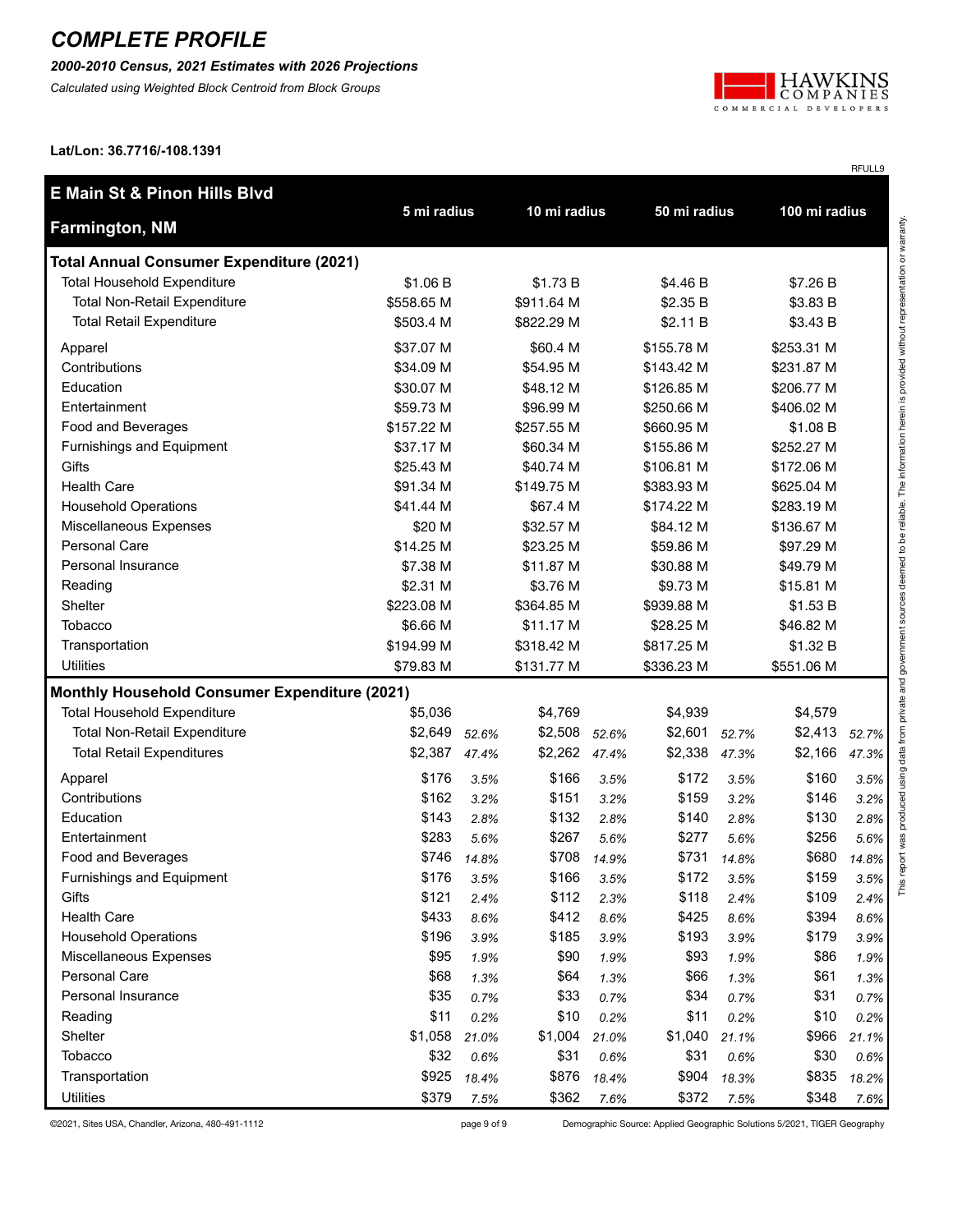# COMPLETE PROFILE

***2000-2010 Census, 2021 Estimates with 2026 Projections***

*Calculated using Weighted Block Centroid from Block Groups*

HAWKINS COMPANIES COMMERCIAL DEVELOPERS

**Lat/Lon: 36.7716/-108.1391**

RFULL9

| E Main St & Pinon Hills Blvd Farmington, NM | 5 mi radius | | 10 mi radius | | 50 mi radius | | 100 mi radius | |
|---|---|---|---|---|---|---|---|---|
| **Total Annual Consumer Expenditure (2021)** | | | | | | | | |
| Total Household Expenditure | $1.06 B | | $1.73 B | | $4.46 B | | $7.26 B | |
| Total Non-Retail Expenditure | $558.65 M | | $911.64 M | | $2.35 B | | $3.83 B | |
| Total Retail Expenditure | $503.4 M | | $822.29 M | | $2.11 B | | $3.43 B | |
| Apparel | $37.07 M | | $60.4 M | | $155.78 M | | $253.31 M | |
| Contributions | $34.09 M | | $54.95 M | | $143.42 M | | $231.87 M | |
| Education | $30.07 M | | $48.12 M | | $126.85 M | | $206.77 M | |
| Entertainment | $59.73 M | | $96.99 M | | $250.66 M | | $406.02 M | |
| Food and Beverages | $157.22 M | | $257.55 M | | $660.95 M | | $1.08 B | |
| Furnishings and Equipment | $37.17 M | | $60.34 M | | $155.86 M | | $252.27 M | |
| Gifts | $25.43 M | | $40.74 M | | $106.81 M | | $172.06 M | |
| Health Care | $91.34 M | | $149.75 M | | $383.93 M | | $625.04 M | |
| Household Operations | $41.44 M | | $67.4 M | | $174.22 M | | $283.19 M | |
| Miscellaneous Expenses | $20 M | | $32.57 M | | $84.12 M | | $136.67 M | |
| Personal Care | $14.25 M | | $23.25 M | | $59.86 M | | $97.29 M | |
| Personal Insurance | $7.38 M | | $11.87 M | | $30.88 M | | $49.79 M | |
| Reading | $2.31 M | | $3.76 M | | $9.73 M | | $15.81 M | |
| Shelter | $223.08 M | | $364.85 M | | $939.88 M | | $1.53 B | |
| Tobacco | $6.66 M | | $11.17 M | | $28.25 M | | $46.82 M | |
| Transportation | $194.99 M | | $318.42 M | | $817.25 M | | $1.32 B | |
| Utilities | $79.83 M | | $131.77 M | | $336.23 M | | $551.06 M | |
| **Monthly Household Consumer Expenditure (2021)** | | | | | | | | |
| Total Household Expenditure | $5,036 | | $4,769 | | $4,939 | | $4,579 | |
| Total Non-Retail Expenditure | $2,649 | *52.6%* | $2,508 | *52.6%* | $2,601 | *52.7%* | $2,413 | *52.7%* |
| Total Retail Expenditures | $2,387 | *47.4%* | $2,262 | *47.4%* | $2,338 | *47.3%* | $2,166 | *47.3%* |
| Apparel | $176 | *3.5%* | $166 | *3.5%* | $172 | *3.5%* | $160 | *3.5%* |
| Contributions | $162 | *3.2%* | $151 | *3.2%* | $159 | *3.2%* | $146 | *3.2%* |
| Education | $143 | *2.8%* | $132 | *2.8%* | $140 | *2.8%* | $130 | *2.8%* |
| Entertainment | $283 | *5.6%* | $267 | *5.6%* | $277 | *5.6%* | $256 | *5.6%* |
| Food and Beverages | $746 | *14.8%* | $708 | *14.9%* | $731 | *14.8%* | $680 | *14.8%* |
| Furnishings and Equipment | $176 | *3.5%* | $166 | *3.5%* | $172 | *3.5%* | $159 | *3.5%* |
| Gifts | $121 | *2.4%* | $112 | *2.3%* | $118 | *2.4%* | $109 | *2.4%* |
| Health Care | $433 | *8.6%* | $412 | *8.6%* | $425 | *8.6%* | $394 | *8.6%* |
| Household Operations | $196 | *3.9%* | $185 | *3.9%* | $193 | *3.9%* | $179 | *3.9%* |
| Miscellaneous Expenses | $95 | *1.9%* | $90 | *1.9%* | $93 | *1.9%* | $86 | *1.9%* |
| Personal Care | $68 | *1.3%* | $64 | *1.3%* | $66 | *1.3%* | $61 | *1.3%* |
| Personal Insurance | $35 | *0.7%* | $33 | *0.7%* | $34 | *0.7%* | $31 | *0.7%* |
| Reading | $11 | *0.2%* | $10 | *0.2%* | $11 | *0.2%* | $10 | *0.2%* |
| Shelter | $1,058 | *21.0%* | $1,004 | *21.0%* | $1,040 | *21.1%* | $966 | *21.1%* |
| Tobacco | $32 | *0.6%* | $31 | *0.6%* | $31 | *0.6%* | $30 | *0.6%* |
| Transportation | $925 | *18.4%* | $876 | *18.4%* | $904 | *18.3%* | $835 | *18.2%* |
| Utilities | $379 | *7.5%* | $362 | *7.6%* | $372 | *7.5%* | $348 | *7.6%* |

This report was produced using data from private and government sources deemed to be reliable. The information herein is provided without representation or warranty.

©2021, Sites USA, Chandler, Arizona, 480-491-1112

Demographic Source: Applied Geographic Solutions 5/2021, TIGER Geography